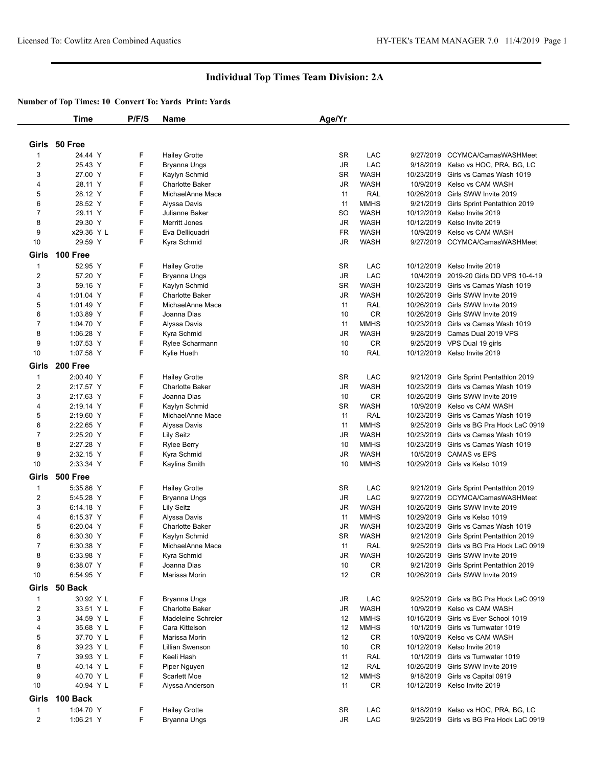# Individual Top Times Team Division: 2A

**Number of Top Times: 10 Convert To: Yards Print: Yards**

| | Time | P/F/S | Name | Age/Yr | | | |
|---|---|---|---|---|---|---|---|
| **Girls 50 Free** | | | | | | | |
| 1 | 24.44 Y | F | Hailey Grotte | SR | LAC | 9/27/2019 | CCYMCA/CamasWASHMeet |
| 2 | 25.43 Y | F | Bryanna Ungs | JR | LAC | 9/18/2019 | Kelso vs HOC, PRA, BG, LC |
| 3 | 27.00 Y | F | Kaylyn Schmid | SR | WASH | 10/23/2019 | Girls vs Camas Wash 1019 |
| 4 | 28.11 Y | F | Charlotte Baker | JR | WASH | 10/9/2019 | Kelso vs CAM WASH |
| 5 | 28.12 Y | F | MichaelAnne Mace | 11 | RAL | 10/26/2019 | Girls SWW Invite 2019 |
| 6 | 28.52 Y | F | Alyssa Davis | 11 | MMHS | 9/21/2019 | Girls Sprint Pentathlon 2019 |
| 7 | 29.11 Y | F | Julianne Baker | SO | WASH | 10/12/2019 | Kelso Invite 2019 |
| 8 | 29.30 Y | F | Merritt Jones | JR | WASH | 10/12/2019 | Kelso Invite 2019 |
| 9 | x29.36 Y L | F | Eva Delliquadri | FR | WASH | 10/9/2019 | Kelso vs CAM WASH |
| 10 | 29.59 Y | F | Kyra Schmid | JR | WASH | 9/27/2019 | CCYMCA/CamasWASHMeet |
| **Girls 100 Free** | | | | | | | |
| 1 | 52.95 Y | F | Hailey Grotte | SR | LAC | 10/12/2019 | Kelso Invite 2019 |
| 2 | 57.20 Y | F | Bryanna Ungs | JR | LAC | 10/4/2019 | 2019-20 Girls DD VPS 10-4-19 |
| 3 | 59.16 Y | F | Kaylyn Schmid | SR | WASH | 10/23/2019 | Girls vs Camas Wash 1019 |
| 4 | 1:01.04 Y | F | Charlotte Baker | JR | WASH | 10/26/2019 | Girls SWW Invite 2019 |
| 5 | 1:01.49 Y | F | MichaelAnne Mace | 11 | RAL | 10/26/2019 | Girls SWW Invite 2019 |
| 6 | 1:03.89 Y | F | Joanna Dias | 10 | CR | 10/26/2019 | Girls SWW Invite 2019 |
| 7 | 1:04.70 Y | F | Alyssa Davis | 11 | MMHS | 10/23/2019 | Girls vs Camas Wash 1019 |
| 8 | 1:06.28 Y | F | Kyra Schmid | JR | WASH | 9/28/2019 | Camas Dual 2019 VPS |
| 9 | 1:07.53 Y | F | Rylee Scharmann | 10 | CR | 9/25/2019 | VPS Dual 19 girls |
| 10 | 1:07.58 Y | F | Kylie Hueth | 10 | RAL | 10/12/2019 | Kelso Invite 2019 |
| **Girls 200 Free** | | | | | | | |
| 1 | 2:00.40 Y | F | Hailey Grotte | SR | LAC | 9/21/2019 | Girls Sprint Pentathlon 2019 |
| 2 | 2:17.57 Y | F | Charlotte Baker | JR | WASH | 10/23/2019 | Girls vs Camas Wash 1019 |
| 3 | 2:17.63 Y | F | Joanna Dias | 10 | CR | 10/26/2019 | Girls SWW Invite 2019 |
| 4 | 2:19.14 Y | F | Kaylyn Schmid | SR | WASH | 10/9/2019 | Kelso vs CAM WASH |
| 5 | 2:19.60 Y | F | MichaelAnne Mace | 11 | RAL | 10/23/2019 | Girls vs Camas Wash 1019 |
| 6 | 2:22.65 Y | F | Alyssa Davis | 11 | MMHS | 9/25/2019 | Girls vs BG Pra Hock LaC 0919 |
| 7 | 2:25.20 Y | F | Lily Seitz | JR | WASH | 10/23/2019 | Girls vs Camas Wash 1019 |
| 8 | 2:27.28 Y | F | Rylee Berry | 10 | MMHS | 10/23/2019 | Girls vs Camas Wash 1019 |
| 9 | 2:32.15 Y | F | Kyra Schmid | JR | WASH | 10/5/2019 | CAMAS vs EPS |
| 10 | 2:33.34 Y | F | Kaylina Smith | 10 | MMHS | 10/29/2019 | Girls vs Kelso 1019 |
| **Girls 500 Free** | | | | | | | |
| 1 | 5:35.86 Y | F | Hailey Grotte | SR | LAC | 9/21/2019 | Girls Sprint Pentathlon 2019 |
| 2 | 5:45.28 Y | F | Bryanna Ungs | JR | LAC | 9/27/2019 | CCYMCA/CamasWASHMeet |
| 3 | 6:14.18 Y | F | Lily Seitz | JR | WASH | 10/26/2019 | Girls SWW Invite 2019 |
| 4 | 6:15.37 Y | F | Alyssa Davis | 11 | MMHS | 10/29/2019 | Girls vs Kelso 1019 |
| 5 | 6:20.04 Y | F | Charlotte Baker | JR | WASH | 10/23/2019 | Girls vs Camas Wash 1019 |
| 6 | 6:30.30 Y | F | Kaylyn Schmid | SR | WASH | 9/21/2019 | Girls Sprint Pentathlon 2019 |
| 7 | 6:30.38 Y | F | MichaelAnne Mace | 11 | RAL | 9/25/2019 | Girls vs BG Pra Hock LaC 0919 |
| 8 | 6:33.98 Y | F | Kyra Schmid | JR | WASH | 10/26/2019 | Girls SWW Invite 2019 |
| 9 | 6:38.07 Y | F | Joanna Dias | 10 | CR | 9/21/2019 | Girls Sprint Pentathlon 2019 |
| 10 | 6:54.95 Y | F | Marissa Morin | 12 | CR | 10/26/2019 | Girls SWW Invite 2019 |
| **Girls 50 Back** | | | | | | | |
| 1 | 30.92 Y L | F | Bryanna Ungs | JR | LAC | 9/25/2019 | Girls vs BG Pra Hock LaC 0919 |
| 2 | 33.51 Y L | F | Charlotte Baker | JR | WASH | 10/9/2019 | Kelso vs CAM WASH |
| 3 | 34.59 Y L | F | Madeleine Schreier | 12 | MMHS | 10/16/2019 | Girls vs Ever School 1019 |
| 4 | 35.68 Y L | F | Cara Kittelson | 12 | MMHS | 10/1/2019 | Girls vs Tumwater 1019 |
| 5 | 37.70 Y L | F | Marissa Morin | 12 | CR | 10/9/2019 | Kelso vs CAM WASH |
| 6 | 39.23 Y L | F | Lillian Swenson | 10 | CR | 10/12/2019 | Kelso Invite 2019 |
| 7 | 39.93 Y L | F | Keeli Hash | 11 | RAL | 10/1/2019 | Girls vs Tumwater 1019 |
| 8 | 40.14 Y L | F | Piper Nguyen | 12 | RAL | 10/26/2019 | Girls SWW Invite 2019 |
| 9 | 40.70 Y L | F | Scarlett Moe | 12 | MMHS | 9/18/2019 | Girls vs Capital 0919 |
| 10 | 40.94 Y L | F | Alyssa Anderson | 11 | CR | 10/12/2019 | Kelso Invite 2019 |
| **Girls 100 Back** | | | | | | | |
| 1 | 1:04.70 Y | F | Hailey Grotte | SR | LAC | 9/18/2019 | Kelso vs HOC, PRA, BG, LC |
| 2 | 1:06.21 Y | F | Bryanna Ungs | JR | LAC | 9/25/2019 | Girls vs BG Pra Hock LaC 0919 |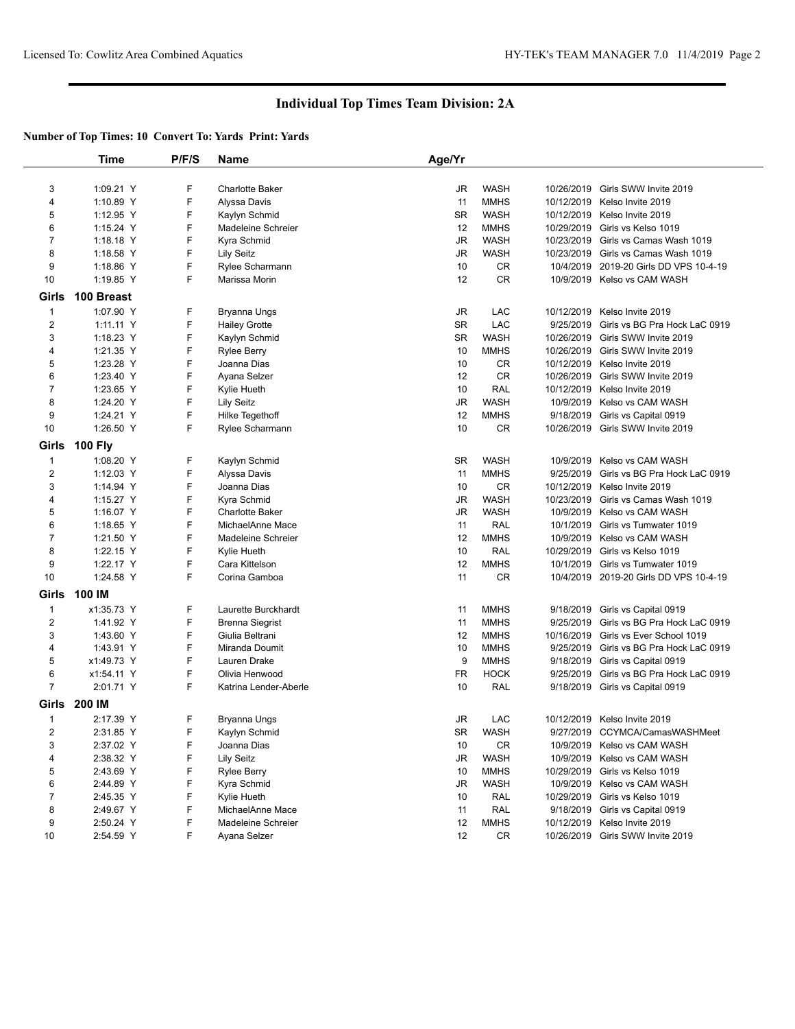## Individual Top Times Team Division: 2A

**Number of Top Times: 10 Convert To: Yards Print: Yards**

| | Time | P/F/S | Name | Age/Yr | | | |
|---|---|---|---|---|---|---|---|
| 3 | 1:09.21 Y | F | Charlotte Baker | JR | WASH | 10/26/2019 | Girls SWW Invite 2019 |
| 4 | 1:10.89 Y | F | Alyssa Davis | 11 | MMHS | 10/12/2019 | Kelso Invite 2019 |
| 5 | 1:12.95 Y | F | Kaylyn Schmid | SR | WASH | 10/12/2019 | Kelso Invite 2019 |
| 6 | 1:15.24 Y | F | Madeleine Schreier | 12 | MMHS | 10/29/2019 | Girls vs Kelso 1019 |
| 7 | 1:18.18 Y | F | Kyra Schmid | JR | WASH | 10/23/2019 | Girls vs Camas Wash 1019 |
| 8 | 1:18.58 Y | F | Lily Seitz | JR | WASH | 10/23/2019 | Girls vs Camas Wash 1019 |
| 9 | 1:18.86 Y | F | Rylee Scharmann | 10 | CR | 10/4/2019 | 2019-20 Girls DD VPS 10-4-19 |
| 10 | 1:19.85 Y | F | Marissa Morin | 12 | CR | 10/9/2019 | Kelso vs CAM WASH |
| **Girls** | **100 Breast** | | | | | | |
| 1 | 1:07.90 Y | F | Bryanna Ungs | JR | LAC | 10/12/2019 | Kelso Invite 2019 |
| 2 | 1:11.11 Y | F | Hailey Grotte | SR | LAC | 9/25/2019 | Girls vs BG Pra Hock LaC 0919 |
| 3 | 1:18.23 Y | F | Kaylyn Schmid | SR | WASH | 10/26/2019 | Girls SWW Invite 2019 |
| 4 | 1:21.35 Y | F | Rylee Berry | 10 | MMHS | 10/26/2019 | Girls SWW Invite 2019 |
| 5 | 1:23.28 Y | F | Joanna Dias | 10 | CR | 10/12/2019 | Kelso Invite 2019 |
| 6 | 1:23.40 Y | F | Ayana Selzer | 12 | CR | 10/26/2019 | Girls SWW Invite 2019 |
| 7 | 1:23.65 Y | F | Kylie Hueth | 10 | RAL | 10/12/2019 | Kelso Invite 2019 |
| 8 | 1:24.20 Y | F | Lily Seitz | JR | WASH | 10/9/2019 | Kelso vs CAM WASH |
| 9 | 1:24.21 Y | F | Hilke Tegethoff | 12 | MMHS | 9/18/2019 | Girls vs Capital 0919 |
| 10 | 1:26.50 Y | F | Rylee Scharmann | 10 | CR | 10/26/2019 | Girls SWW Invite 2019 |
| **Girls** | **100 Fly** | | | | | | |
| 1 | 1:08.20 Y | F | Kaylyn Schmid | SR | WASH | 10/9/2019 | Kelso vs CAM WASH |
| 2 | 1:12.03 Y | F | Alyssa Davis | 11 | MMHS | 9/25/2019 | Girls vs BG Pra Hock LaC 0919 |
| 3 | 1:14.94 Y | F | Joanna Dias | 10 | CR | 10/12/2019 | Kelso Invite 2019 |
| 4 | 1:15.27 Y | F | Kyra Schmid | JR | WASH | 10/23/2019 | Girls vs Camas Wash 1019 |
| 5 | 1:16.07 Y | F | Charlotte Baker | JR | WASH | 10/9/2019 | Kelso vs CAM WASH |
| 6 | 1:18.65 Y | F | MichaelAnne Mace | 11 | RAL | 10/1/2019 | Girls vs Tumwater 1019 |
| 7 | 1:21.50 Y | F | Madeleine Schreier | 12 | MMHS | 10/9/2019 | Kelso vs CAM WASH |
| 8 | 1:22.15 Y | F | Kylie Hueth | 10 | RAL | 10/29/2019 | Girls vs Kelso 1019 |
| 9 | 1:22.17 Y | F | Cara Kittelson | 12 | MMHS | 10/1/2019 | Girls vs Tumwater 1019 |
| 10 | 1:24.58 Y | F | Corina Gamboa | 11 | CR | 10/4/2019 | 2019-20 Girls DD VPS 10-4-19 |
| **Girls** | **100 IM** | | | | | | |
| 1 | x1:35.73 Y | F | Laurette Burckhardt | 11 | MMHS | 9/18/2019 | Girls vs Capital 0919 |
| 2 | 1:41.92 Y | F | Brenna Siegrist | 11 | MMHS | 9/25/2019 | Girls vs BG Pra Hock LaC 0919 |
| 3 | 1:43.60 Y | F | Giulia Beltrani | 12 | MMHS | 10/16/2019 | Girls vs Ever School 1019 |
| 4 | 1:43.91 Y | F | Miranda Doumit | 10 | MMHS | 9/25/2019 | Girls vs BG Pra Hock LaC 0919 |
| 5 | x1:49.73 Y | F | Lauren Drake | 9 | MMHS | 9/18/2019 | Girls vs Capital 0919 |
| 6 | x1:54.11 Y | F | Olivia Henwood | FR | HOCK | 9/25/2019 | Girls vs BG Pra Hock LaC 0919 |
| 7 | 2:01.71 Y | F | Katrina Lender-Aberle | 10 | RAL | 9/18/2019 | Girls vs Capital 0919 |
| **Girls** | **200 IM** | | | | | | |
| 1 | 2:17.39 Y | F | Bryanna Ungs | JR | LAC | 10/12/2019 | Kelso Invite 2019 |
| 2 | 2:31.85 Y | F | Kaylyn Schmid | SR | WASH | 9/27/2019 | CCYMCA/CamasWASHMeet |
| 3 | 2:37.02 Y | F | Joanna Dias | 10 | CR | 10/9/2019 | Kelso vs CAM WASH |
| 4 | 2:38.32 Y | F | Lily Seitz | JR | WASH | 10/9/2019 | Kelso vs CAM WASH |
| 5 | 2:43.69 Y | F | Rylee Berry | 10 | MMHS | 10/29/2019 | Girls vs Kelso 1019 |
| 6 | 2:44.89 Y | F | Kyra Schmid | JR | WASH | 10/9/2019 | Kelso vs CAM WASH |
| 7 | 2:45.35 Y | F | Kylie Hueth | 10 | RAL | 10/29/2019 | Girls vs Kelso 1019 |
| 8 | 2:49.67 Y | F | MichaelAnne Mace | 11 | RAL | 9/18/2019 | Girls vs Capital 0919 |
| 9 | 2:50.24 Y | F | Madeleine Schreier | 12 | MMHS | 10/12/2019 | Kelso Invite 2019 |
| 10 | 2:54.59 Y | F | Ayana Selzer | 12 | CR | 10/26/2019 | Girls SWW Invite 2019 |